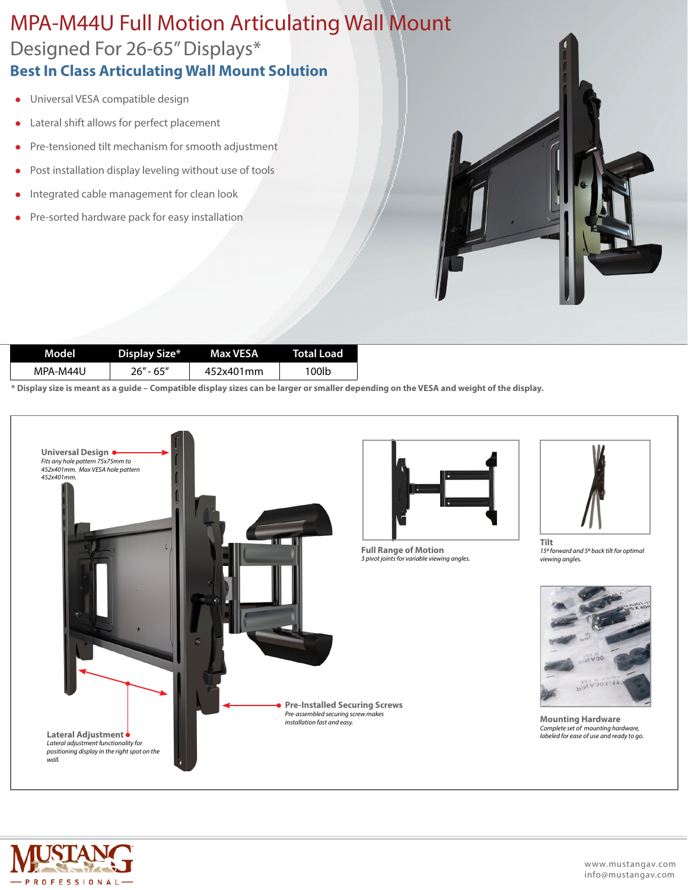# MPA-M44U Full Motion Articulating Wall Mount

## Designed For 26-65" Displays*

### Best In Class Articulating Wall Mount Solution

- Universal VESA compatible design
- Lateral shift allows for perfect placement
- Pre-tensioned tilt mechanism for smooth adjustment
- Post installation display leveling without use of tools
- Integrated cable management for clean look
- Pre-sorted hardware pack for easy installation

| Model | Display Size* | Max VESA | Total Load |
|---|---|---|---|
| MPA-M44U | 26" - 65" | 452x401mm | 100lb |

**\* Display size is meant as a guide – Compatible display sizes can be larger or smaller depending on the VESA and weight of the display.**

**Universal Design**
*Fits any hole pattern 75x75mm to 452x401mm. Max VESA hole pattern 452x401mm.*

**Lateral Adjustment**
*Lateral adjustment functionality for positioning display in the right spot on the wall.*

**Pre-Installed Securing Screws**
*Pre-assembled securing screw makes installation fast and easy.*

**Full Range of Motion**
*3 pivot joints for variable viewing angles.*

**Tilt**
*15º forward and 5º back tilt for optimal viewing angles.*

**Mounting Hardware**
*Complete set of mounting hardware, labeled for ease of use and ready to go.*

MUSTANG PROFESSIONAL

www.mustangav.com
info@mustangav.com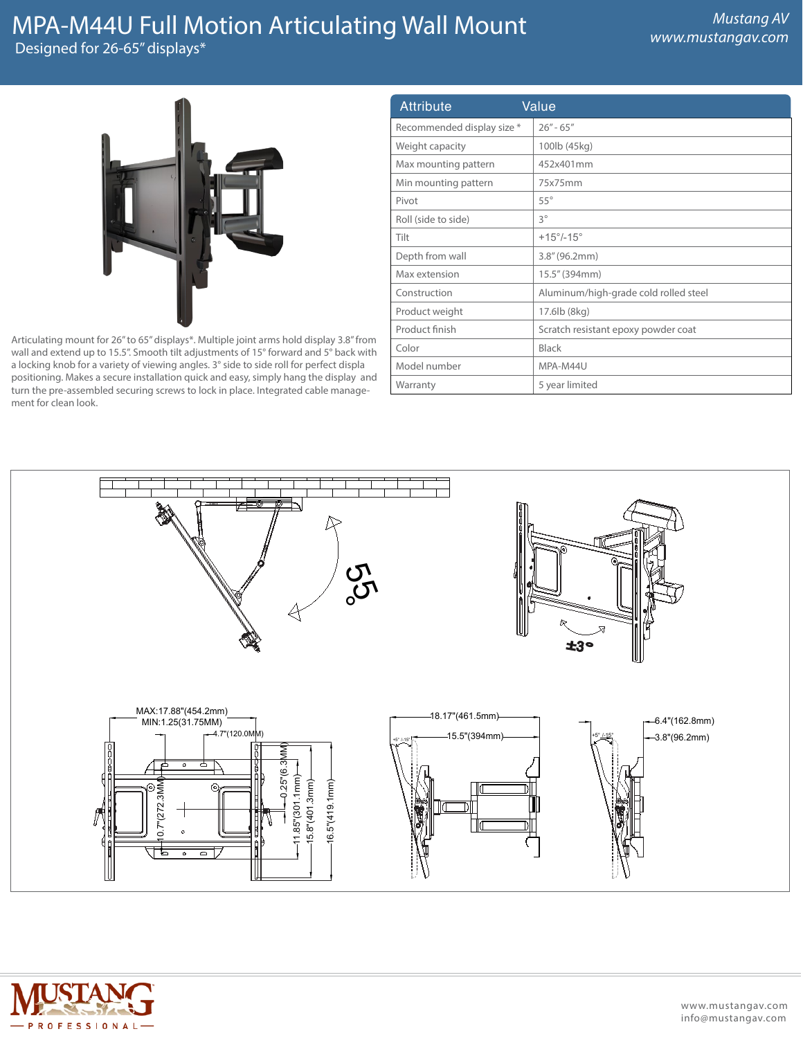# MPA-M44U Full Motion Articulating Wall Mount

Designed for 26-65" displays*

Mustang AV
www.mustangav.com

Articulating mount for 26" to 65" displays*. Multiple joint arms hold display 3.8" from wall and extend up to 15.5". Smooth tilt adjustments of 15° forward and 5° back with a locking knob for a variety of viewing angles. 3° side to side roll for perfect displa positioning. Makes a secure installation quick and easy, simply hang the display and turn the pre-assembled securing screws to lock in place. Integrated cable management for clean look.

| Attribute | Value |
|---|---|
| Recommended display size * | 26" - 65" |
| Weight capacity | 100lb (45kg) |
| Max mounting pattern | 452x401mm |
| Min mounting pattern | 75x75mm |
| Pivot | 55° |
| Roll (side to side) | 3° |
| Tilt | +15°/-15° |
| Depth from wall | 3.8" (96.2mm) |
| Max extension | 15.5" (394mm) |
| Construction | Aluminum/high-grade cold rolled steel |
| Product weight | 17.6lb (8kg) |
| Product finish | Scratch resistant epoxy powder coat |
| Color | Black |
| Model number | MPA-M44U |
| Warranty | 5 year limited |

55°

±3°

MAX:17.88"(454.2mm)
MIN:1.25(31.75MM)
4.7"(120.0MM)
10.7"(272.3MM)
0.25"(6.3MM)
11.85"(301.1mm)
15.8"(401.3mm)
16.5"(419.1mm)

18.17"(461.5mm)
15.5"(394mm)
+5° /-15°

6.4"(162.8mm)
3.8"(96.2mm)
+5° /-15°

MUSTANG PROFESSIONAL

www.mustangav.com
info@mustangav.com